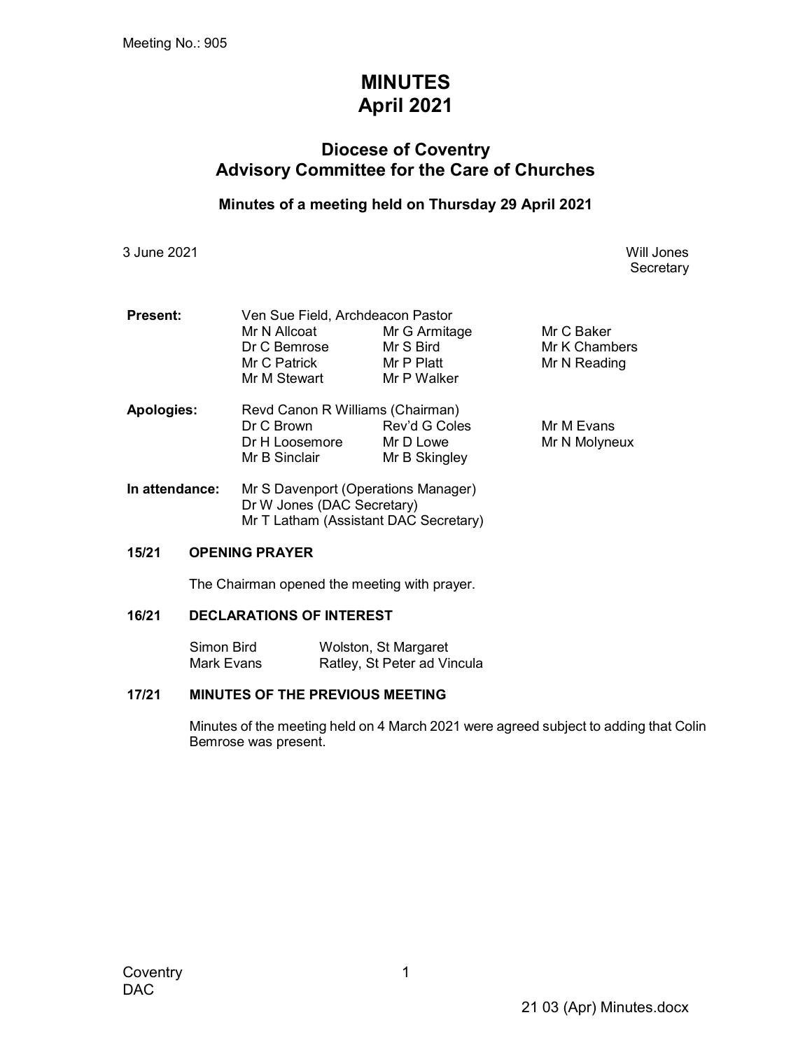Meeting No.: 905

# MINUTES
# April 2021

## Diocese of Coventry
## Advisory Committee for the Care of Churches

### Minutes of a meeting held on Thursday 29 April 2021

3 June 2021

Will Jones
Secretary

| | | | |
|---|---|---|---|
| **Present:** | Ven Sue Field, Archdeacon Pastor | | |
| | Mr N Allcoat | Mr G Armitage | Mr C Baker |
| | Dr C Bemrose | Mr S Bird | Mr K Chambers |
| | Mr C Patrick | Mr P Platt | Mr N Reading |
| | Mr M Stewart | Mr P Walker | |
| **Apologies:** | Revd Canon R Williams (Chairman) | | |
| | Dr C Brown | Rev'd G Coles | Mr M Evans |
| | Dr H Loosemore | Mr D Lowe | Mr N Molyneux |
| | Mr B Sinclair | Mr B Skingley | |
| **In attendance:** | Mr S Davenport (Operations Manager) | | |
| | Dr W Jones (DAC Secretary) | | |
| | Mr T Latham (Assistant DAC Secretary) | | |

**15/21 OPENING PRAYER**

The Chairman opened the meeting with prayer.

**16/21 DECLARATIONS OF INTEREST**

| | |
|---|---|
| Simon Bird | Wolston, St Margaret |
| Mark Evans | Ratley, St Peter ad Vincula |

**17/21 MINUTES OF THE PREVIOUS MEETING**

Minutes of the meeting held on 4 March 2021 were agreed subject to adding that Colin Bemrose was present.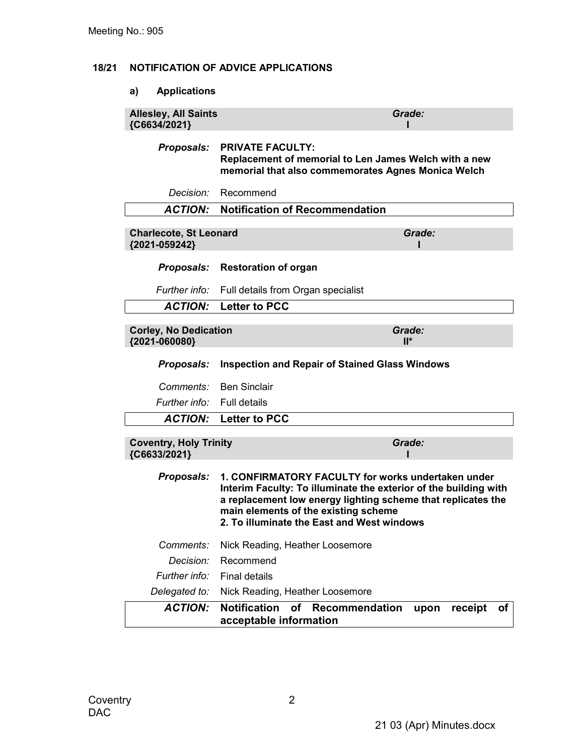Meeting No.: 905

## 18/21 NOTIFICATION OF ADVICE APPLICATIONS

### a) Applications

| **Allesley, All Saints {C6634/2021}** | ***Grade:*** **I** |
|---|---|
| ***Proposals:*** | **PRIVATE FACULTY: Replacement of memorial to Len James Welch with a new memorial that also commemorates Agnes Monica Welch** |
| *Decision:* | Recommend |
| ***ACTION:*** | **Notification of Recommendation** |

| **Charlecote, St Leonard {2021-059242}** | ***Grade:*** **I** |
|---|---|
| ***Proposals:*** | **Restoration of organ** |
| *Further info:* | Full details from Organ specialist |
| ***ACTION:*** | **Letter to PCC** |

| **Corley, No Dedication {2021-060080}** | ***Grade:*** **II*** |
|---|---|
| ***Proposals:*** | **Inspection and Repair of Stained Glass Windows** |
| *Comments:* | Ben Sinclair |
| *Further info:* | Full details |
| ***ACTION:*** | **Letter to PCC** |

| **Coventry, Holy Trinity {C6633/2021}** | ***Grade:*** **I** |
|---|---|
| ***Proposals:*** | **1. CONFIRMATORY FACULTY for works undertaken under Interim Faculty: To illuminate the exterior of the building with a replacement low energy lighting scheme that replicates the main elements of the existing scheme**<br>**2. To illuminate the East and West windows** |
| *Comments:* | Nick Reading, Heather Loosemore |
| *Decision:* | Recommend |
| *Further info:* | Final details |
| *Delegated to:* | Nick Reading, Heather Loosemore |
| ***ACTION:*** | **Notification of Recommendation upon receipt of acceptable information** |

Coventry DAC

21 03 (Apr) Minutes.docx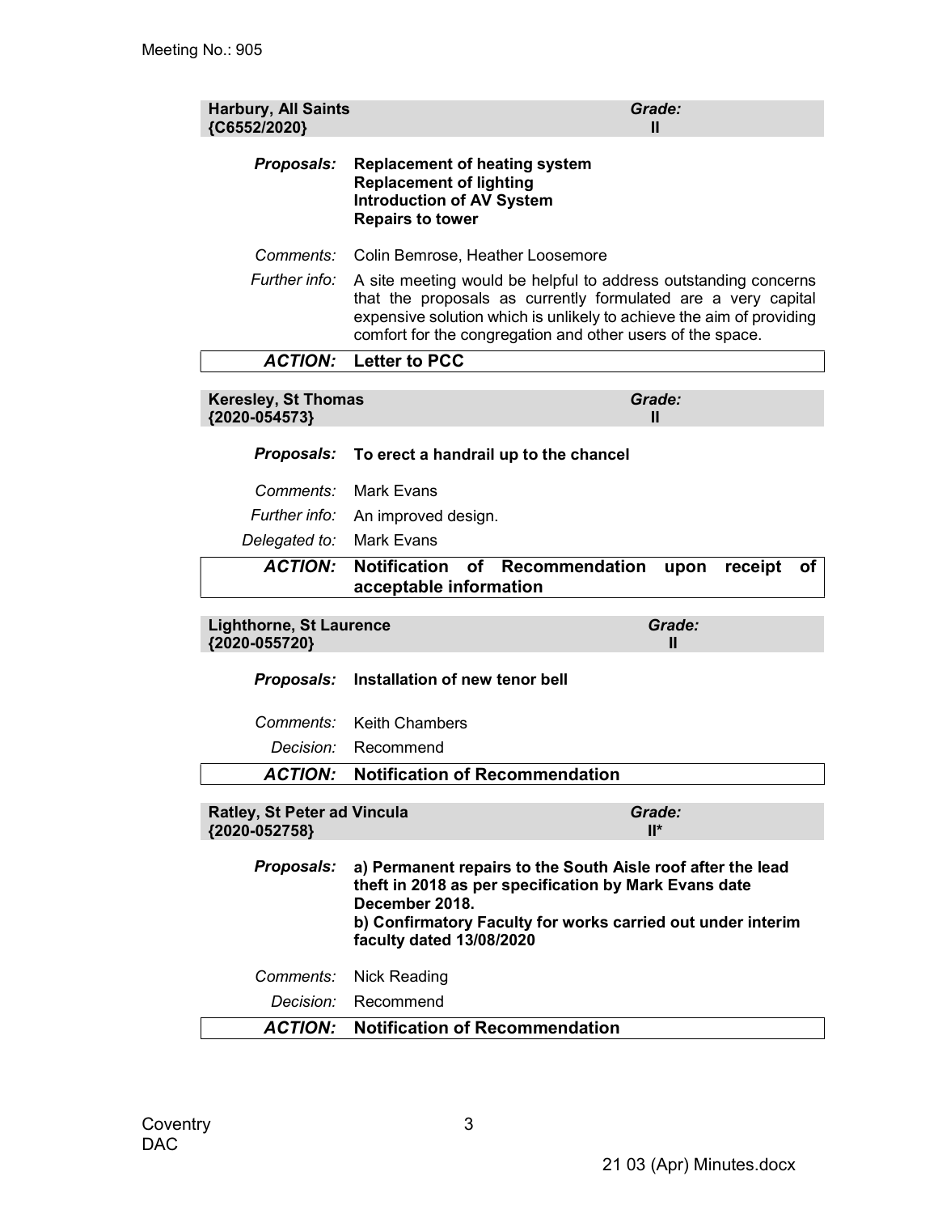| **Harbury, All Saints {C6552/2020}** | ***Grade:* II** |
| --- | --- |

| | |
| --- | --- |
| ***Proposals:*** | **Replacement of heating system**<br>**Replacement of lighting**<br>**Introduction of AV System**<br>**Repairs to tower** |
| *Comments:* | Colin Bemrose, Heather Loosemore |
| *Further info:* | A site meeting would be helpful to address outstanding concerns that the proposals as currently formulated are a very capital expensive solution which is unlikely to achieve the aim of providing comfort for the congregation and other users of the space. |
| ***ACTION:*** | **Letter to PCC** |

| **Keresley, St Thomas {2020-054573}** | ***Grade:* II** |
| --- | --- |

| | |
| --- | --- |
| ***Proposals:*** | **To erect a handrail up to the chancel** |
| *Comments:* | Mark Evans |
| *Further info:* | An improved design. |
| *Delegated to:* | Mark Evans |
| ***ACTION:*** | **Notification of Recommendation upon receipt of acceptable information** |

| **Lighthorne, St Laurence {2020-055720}** | ***Grade:* II** |
| --- | --- |

| | |
| --- | --- |
| ***Proposals:*** | **Installation of new tenor bell** |
| *Comments:* | Keith Chambers |
| *Decision:* | Recommend |
| ***ACTION:*** | **Notification of Recommendation** |

| **Ratley, St Peter ad Vincula {2020-052758}** | ***Grade:* II*** |
| --- | --- |

| | |
| --- | --- |
| ***Proposals:*** | **a) Permanent repairs to the South Aisle roof after the lead theft in 2018 as per specification by Mark Evans date December 2018.**<br>**b) Confirmatory Faculty for works carried out under interim faculty dated 13/08/2020** |
| *Comments:* | Nick Reading |
| *Decision:* | Recommend |
| ***ACTION:*** | **Notification of Recommendation** |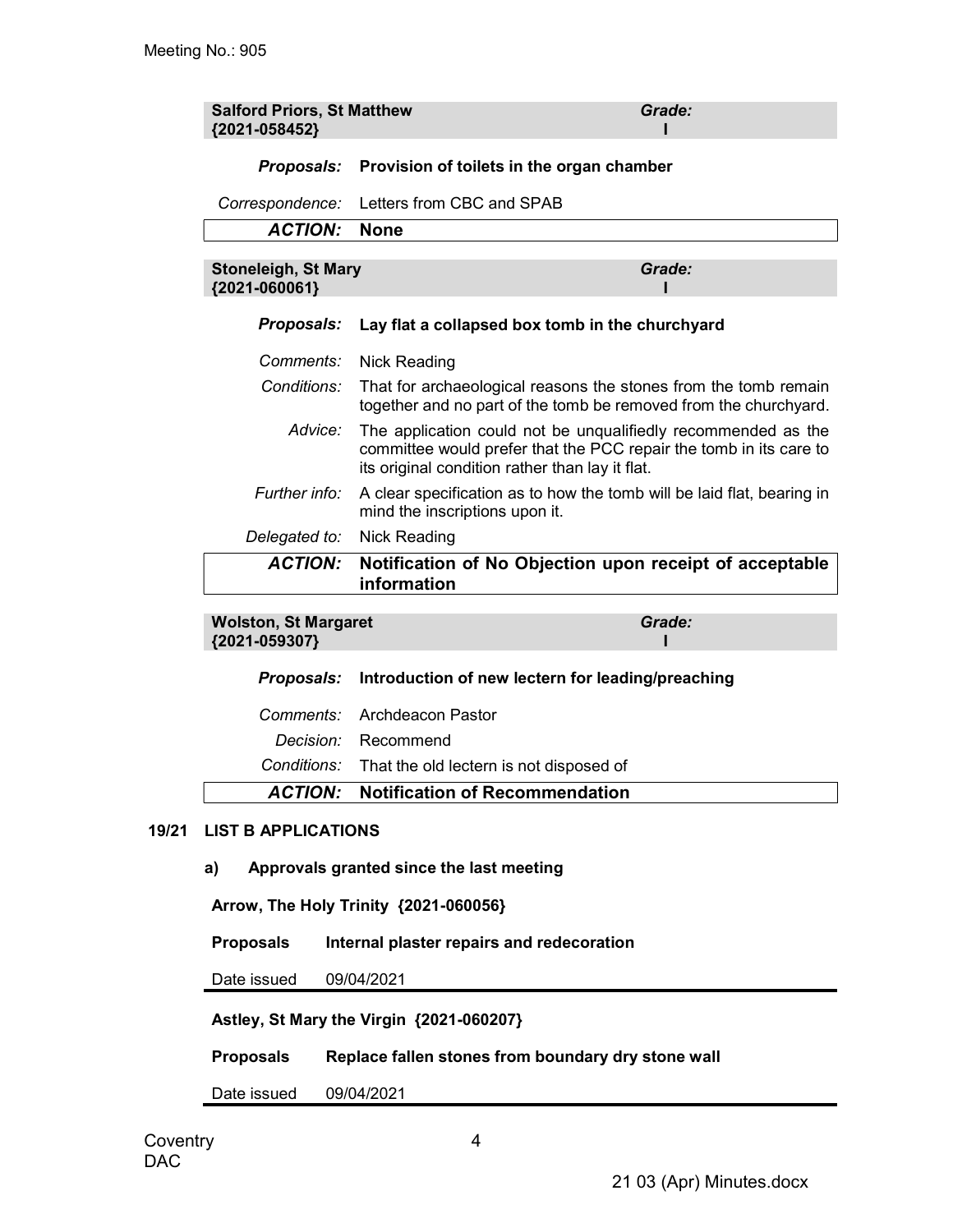| **Salford Priors, St Matthew {2021-058452}** | ***Grade:* I** |
|---|---|

| | |
|---|---|
| ***Proposals:*** | **Provision of toilets in the organ chamber** |
| *Correspondence:* | Letters from CBC and SPAB |
| ***ACTION:*** | **None** |

| **Stoneleigh, St Mary {2021-060061}** | ***Grade:* I** |
|---|---|

| | |
|---|---|
| ***Proposals:*** | **Lay flat a collapsed box tomb in the churchyard** |
| *Comments:* | Nick Reading |
| *Conditions:* | That for archaeological reasons the stones from the tomb remain together and no part of the tomb be removed from the churchyard. |
| *Advice:* | The application could not be unqualifiedly recommended as the committee would prefer that the PCC repair the tomb in its care to its original condition rather than lay it flat. |
| *Further info:* | A clear specification as to how the tomb will be laid flat, bearing in mind the inscriptions upon it. |
| *Delegated to:* | Nick Reading |
| ***ACTION:*** | **Notification of No Objection upon receipt of acceptable information** |

| **Wolston, St Margaret {2021-059307}** | ***Grade:* I** |
|---|---|

| | |
|---|---|
| ***Proposals:*** | **Introduction of new lectern for leading/preaching** |
| *Comments:* | Archdeacon Pastor |
| *Decision:* | Recommend |
| *Conditions:* | That the old lectern is not disposed of |
| ***ACTION:*** | **Notification of Recommendation** |

## 19/21 LIST B APPLICATIONS

### a) Approvals granted since the last meeting

**Arrow, The Holy Trinity {2021-060056}**

| | |
|---|---|
| **Proposals** | **Internal plaster repairs and redecoration** |
| Date issued | 09/04/2021 |

**Astley, St Mary the Virgin {2021-060207}**

| | |
|---|---|
| **Proposals** | **Replace fallen stones from boundary dry stone wall** |
| Date issued | 09/04/2021 |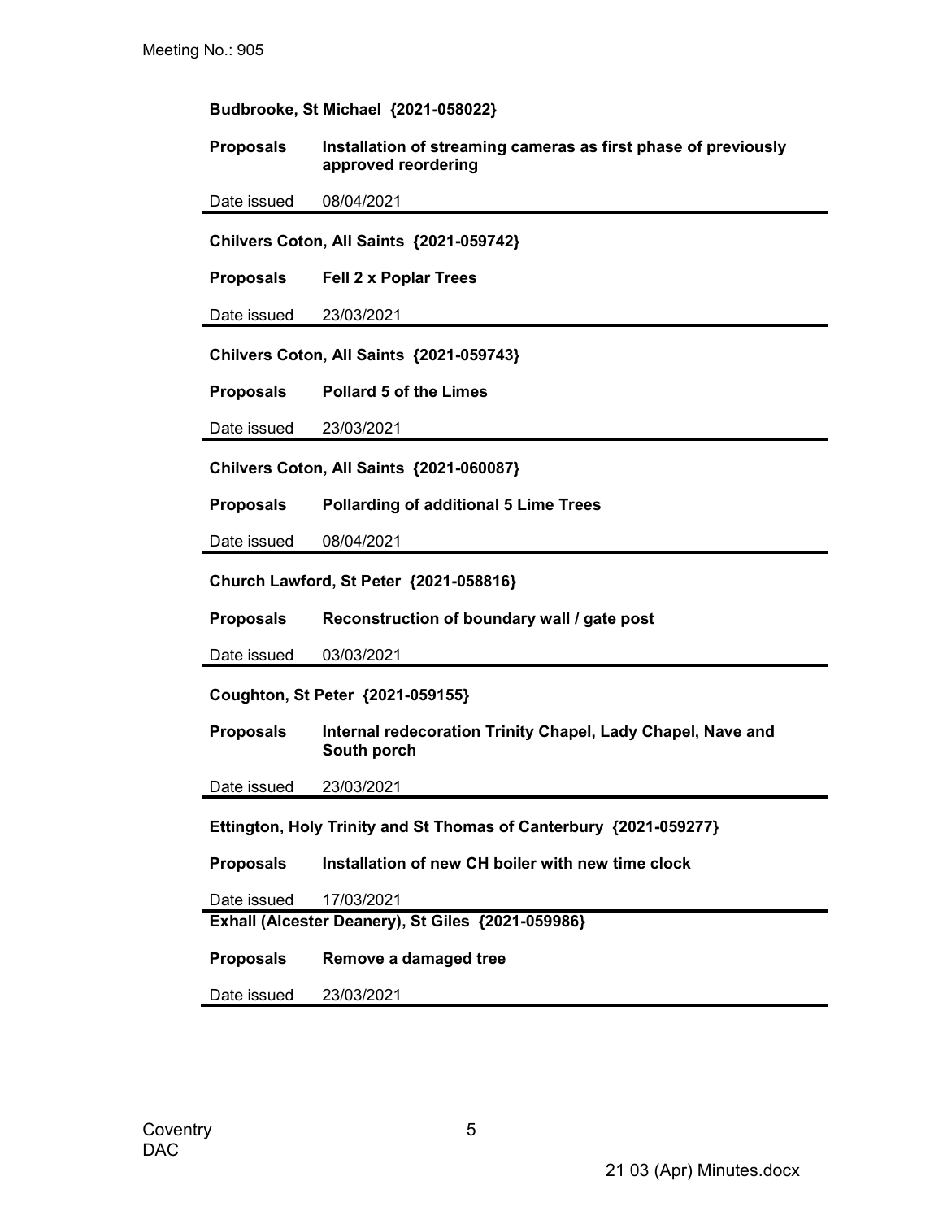**Budbrooke, St Michael {2021-058022}**

**Proposals** **Installation of streaming cameras as first phase of previously approved reordering**

Date issued 08/04/2021

---

**Chilvers Coton, All Saints {2021-059742}**

**Proposals** **Fell 2 x Poplar Trees**

Date issued 23/03/2021

---

**Chilvers Coton, All Saints {2021-059743}**

**Proposals** **Pollard 5 of the Limes**

Date issued 23/03/2021

---

**Chilvers Coton, All Saints {2021-060087}**

**Proposals** **Pollarding of additional 5 Lime Trees**

Date issued 08/04/2021

---

**Church Lawford, St Peter {2021-058816}**

**Proposals** **Reconstruction of boundary wall / gate post**

Date issued 03/03/2021

---

**Coughton, St Peter {2021-059155}**

**Proposals** **Internal redecoration Trinity Chapel, Lady Chapel, Nave and South porch**

Date issued 23/03/2021

---

**Ettington, Holy Trinity and St Thomas of Canterbury {2021-059277}**

**Proposals** **Installation of new CH boiler with new time clock**

Date issued 17/03/2021

---

**Exhall (Alcester Deanery), St Giles {2021-059986}**

**Proposals** **Remove a damaged tree**

Date issued 23/03/2021

---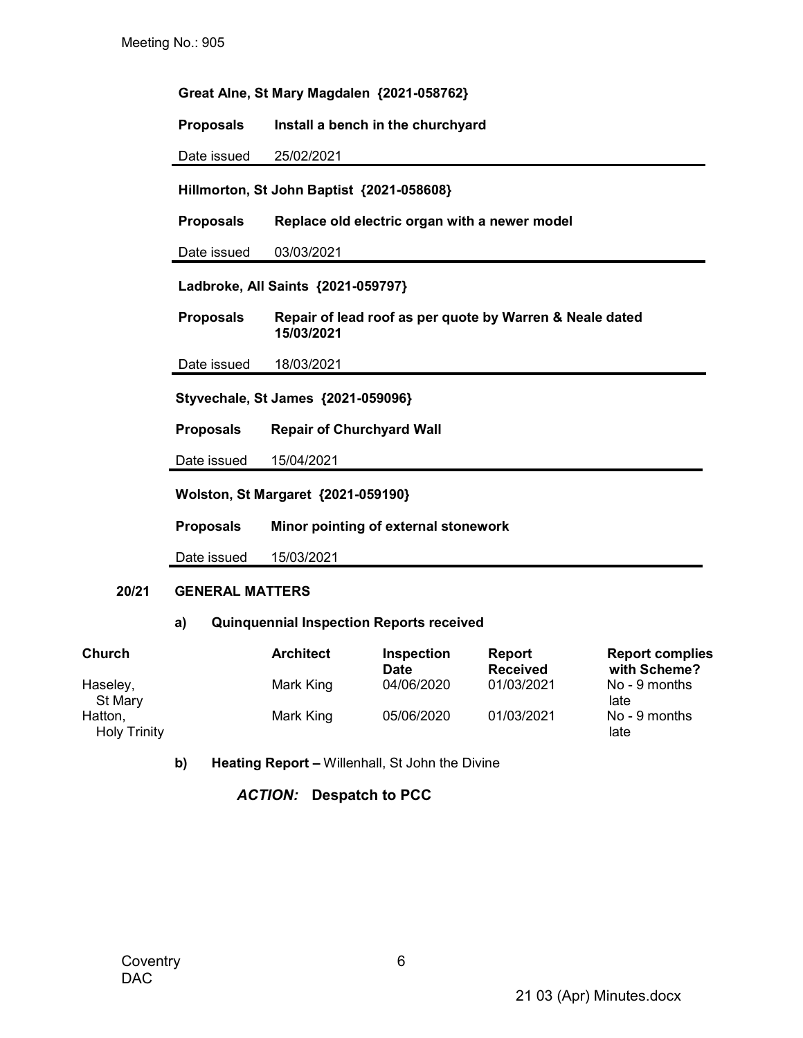Meeting No.: 905

**Great Alne, St Mary Magdalen {2021-058762}**

**Proposals** **Install a bench in the churchyard**

Date issued 25/02/2021

**Hillmorton, St John Baptist {2021-058608}**

**Proposals** **Replace old electric organ with a newer model**

Date issued 03/03/2021

**Ladbroke, All Saints {2021-059797}**

**Proposals** **Repair of lead roof as per quote by Warren & Neale dated 15/03/2021**

Date issued 18/03/2021

**Styvechale, St James {2021-059096}**

**Proposals** **Repair of Churchyard Wall**

Date issued 15/04/2021

**Wolston, St Margaret {2021-059190}**

**Proposals** **Minor pointing of external stonework**

Date issued 15/03/2021

## 20/21 GENERAL MATTERS

**a) Quinquennial Inspection Reports received**

| Church | Architect | Inspection Date | Report Received | Report complies with Scheme? |
|---|---|---|---|---|
| Haseley, St Mary | Mark King | 04/06/2020 | 01/03/2021 | No - 9 months late |
| Hatton, Holy Trinity | Mark King | 05/06/2020 | 01/03/2021 | No - 9 months late |

**b) Heating Report –** Willenhall, St John the Divine

***ACTION:*** **Despatch to PCC**

Coventry DAC

21 03 (Apr) Minutes.docx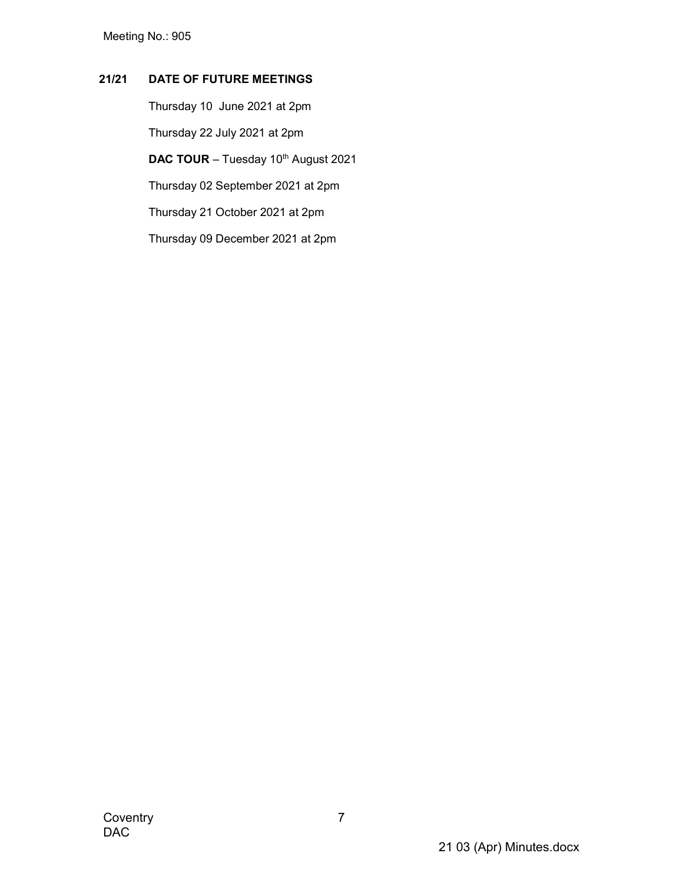**21/21 DATE OF FUTURE MEETINGS**

Thursday 10 June 2021 at 2pm

Thursday 22 July 2021 at 2pm

**DAC TOUR** – Tuesday 10th August 2021

Thursday 02 September 2021 at 2pm

Thursday 21 October 2021 at 2pm

Thursday 09 December 2021 at 2pm